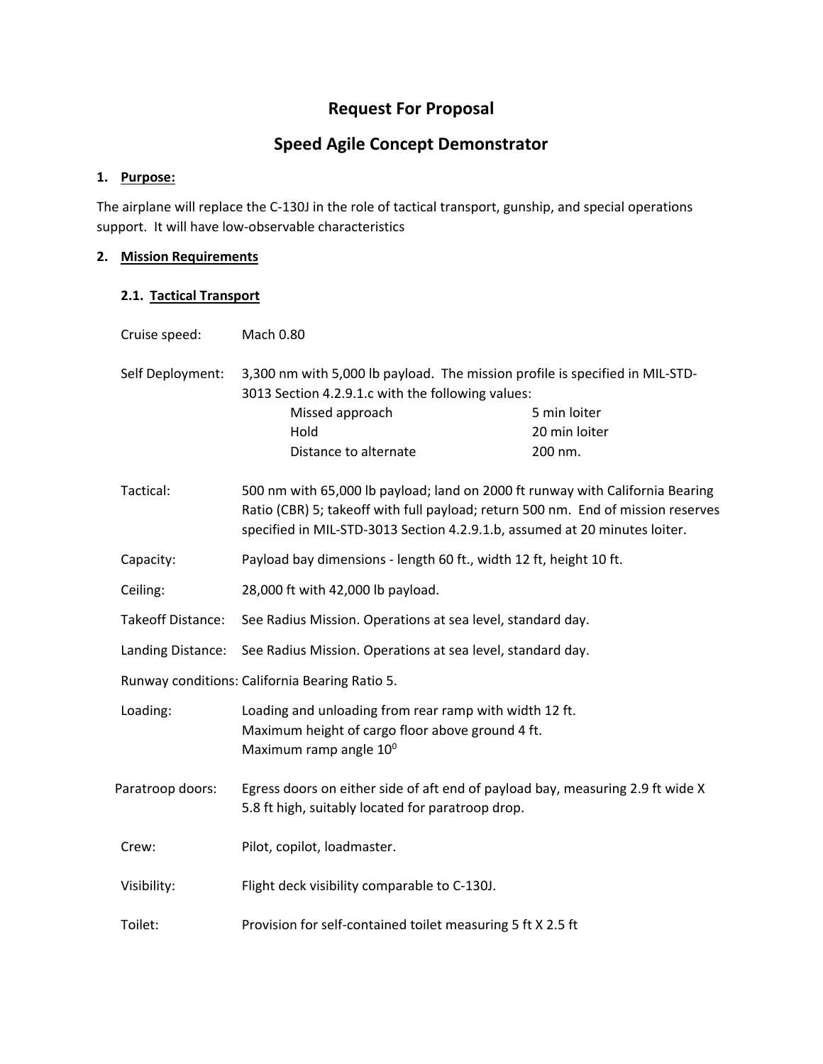# Request For Proposal

# Speed Agile Concept Demonstrator

## 1. Purpose:

The airplane will replace the C-130J in the role of tactical transport, gunship, and special operations support. It will have low-observable characteristics

## 2. Mission Requirements

### 2.1. Tactical Transport

**Cruise speed:** Mach 0.80

**Self Deployment:** 3,300 nm with 5,000 lb payload. The mission profile is specified in MIL-STD-3013 Section 4.2.9.1.c with the following values:

| | |
|---|---|
| Missed approach | 5 min loiter |
| Hold | 20 min loiter |
| Distance to alternate | 200 nm. |

**Tactical:** 500 nm with 65,000 lb payload; land on 2000 ft runway with California Bearing Ratio (CBR) 5; takeoff with full payload; return 500 nm. End of mission reserves specified in MIL-STD-3013 Section 4.2.9.1.b, assumed at 20 minutes loiter.

**Capacity:** Payload bay dimensions - length 60 ft., width 12 ft, height 10 ft.

**Ceiling:** 28,000 ft with 42,000 lb payload.

**Takeoff Distance:** See Radius Mission. Operations at sea level, standard day.

**Landing Distance:** See Radius Mission. Operations at sea level, standard day.

**Runway conditions:** California Bearing Ratio 5.

**Loading:** Loading and unloading from rear ramp with width 12 ft.
Maximum height of cargo floor above ground 4 ft.
Maximum ramp angle $10^0$

**Paratroop doors:** Egress doors on either side of aft end of payload bay, measuring 2.9 ft wide X 5.8 ft high, suitably located for paratroop drop.

**Crew:** Pilot, copilot, loadmaster.

**Visibility:** Flight deck visibility comparable to C-130J.

**Toilet:** Provision for self-contained toilet measuring 5 ft X 2.5 ft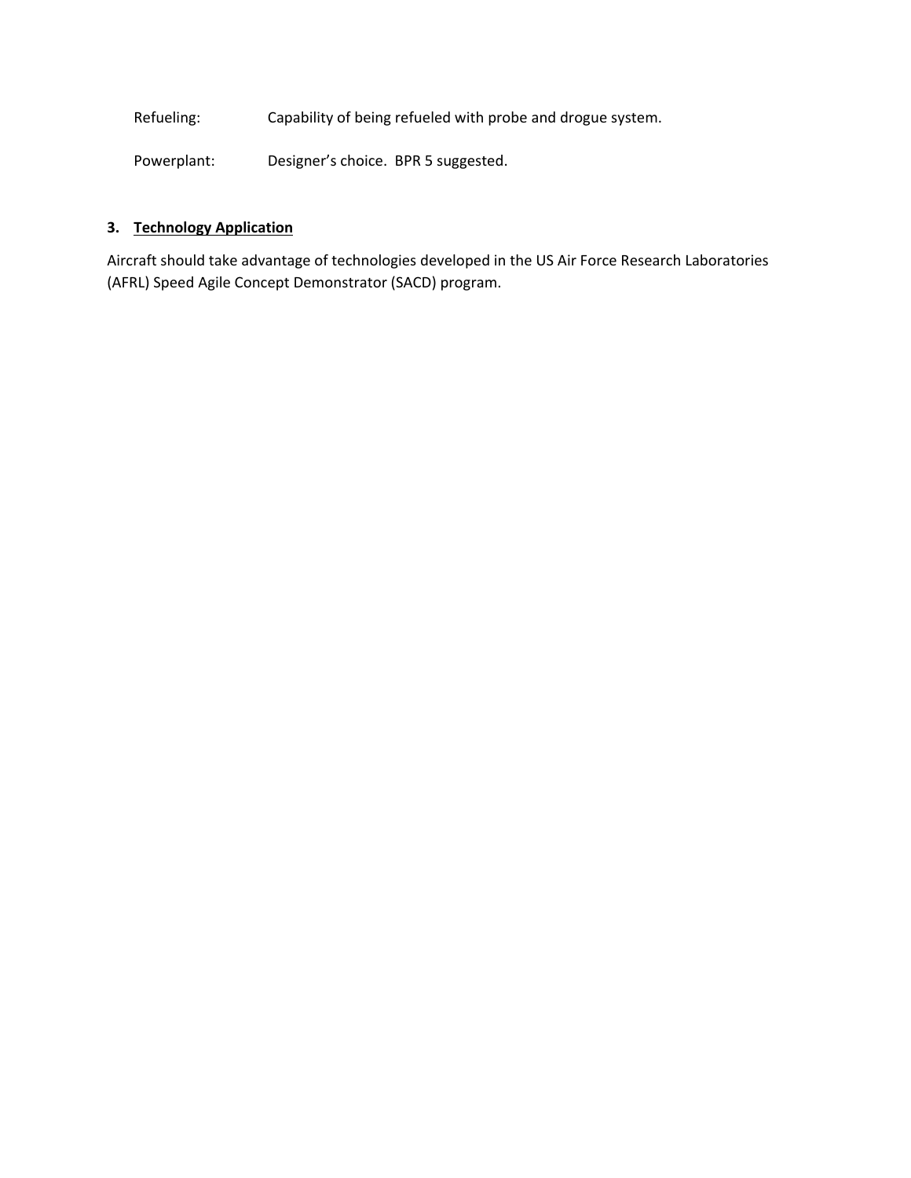Refueling: Capability of being refueled with probe and drogue system.

Powerplant: Designer's choice. BPR 5 suggested.

## 3. Technology Application

Aircraft should take advantage of technologies developed in the US Air Force Research Laboratories (AFRL) Speed Agile Concept Demonstrator (SACD) program.